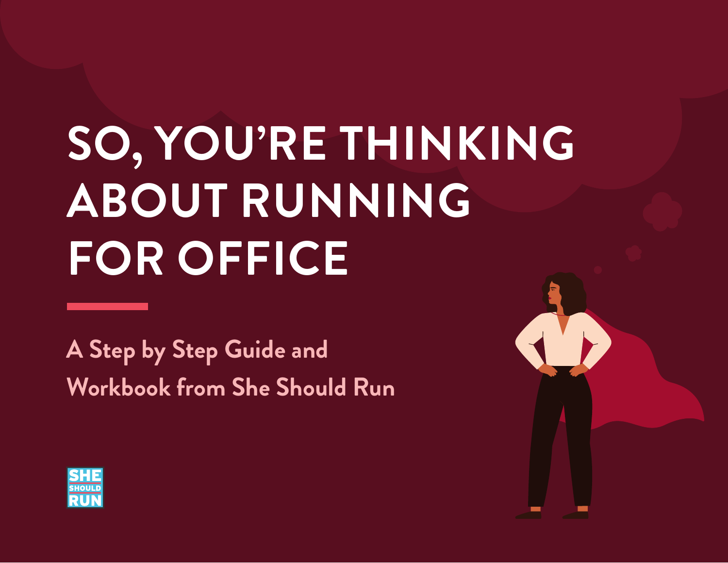# SO, YOU'RE THINKING ABOUT RUNNING FOR OFFICE

A Step by Step Guide and Workbook from She Should Run

SHE SHOULD RUN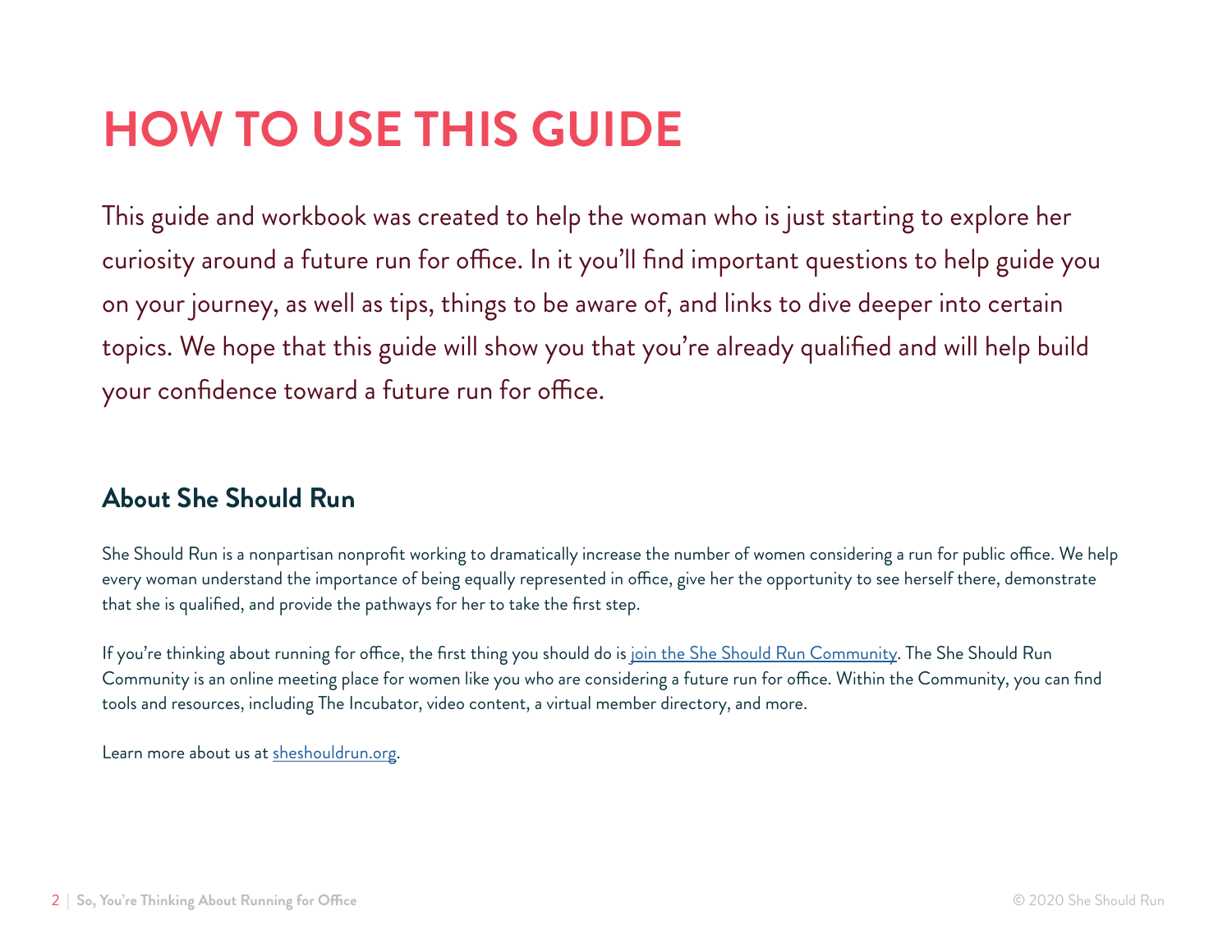# HOW TO USE THIS GUIDE

This guide and workbook was created to help the woman who is just starting to explore her curiosity around a future run for office. In it you'll find important questions to help guide you on your journey, as well as tips, things to be aware of, and links to dive deeper into certain topics. We hope that this guide will show you that you're already qualified and will help build your confidence toward a future run for office.

## About She Should Run

She Should Run is a nonpartisan nonprofit working to dramatically increase the number of women considering a run for public office. We help every woman understand the importance of being equally represented in office, give her the opportunity to see herself there, demonstrate that she is qualified, and provide the pathways for her to take the first step.

If you're thinking about running for office, the first thing you should do is join the She Should Run Community. The She Should Run Community is an online meeting place for women like you who are considering a future run for office. Within the Community, you can find tools and resources, including The Incubator, video content, a virtual member directory, and more.

Learn more about us at sheshouldrun.org.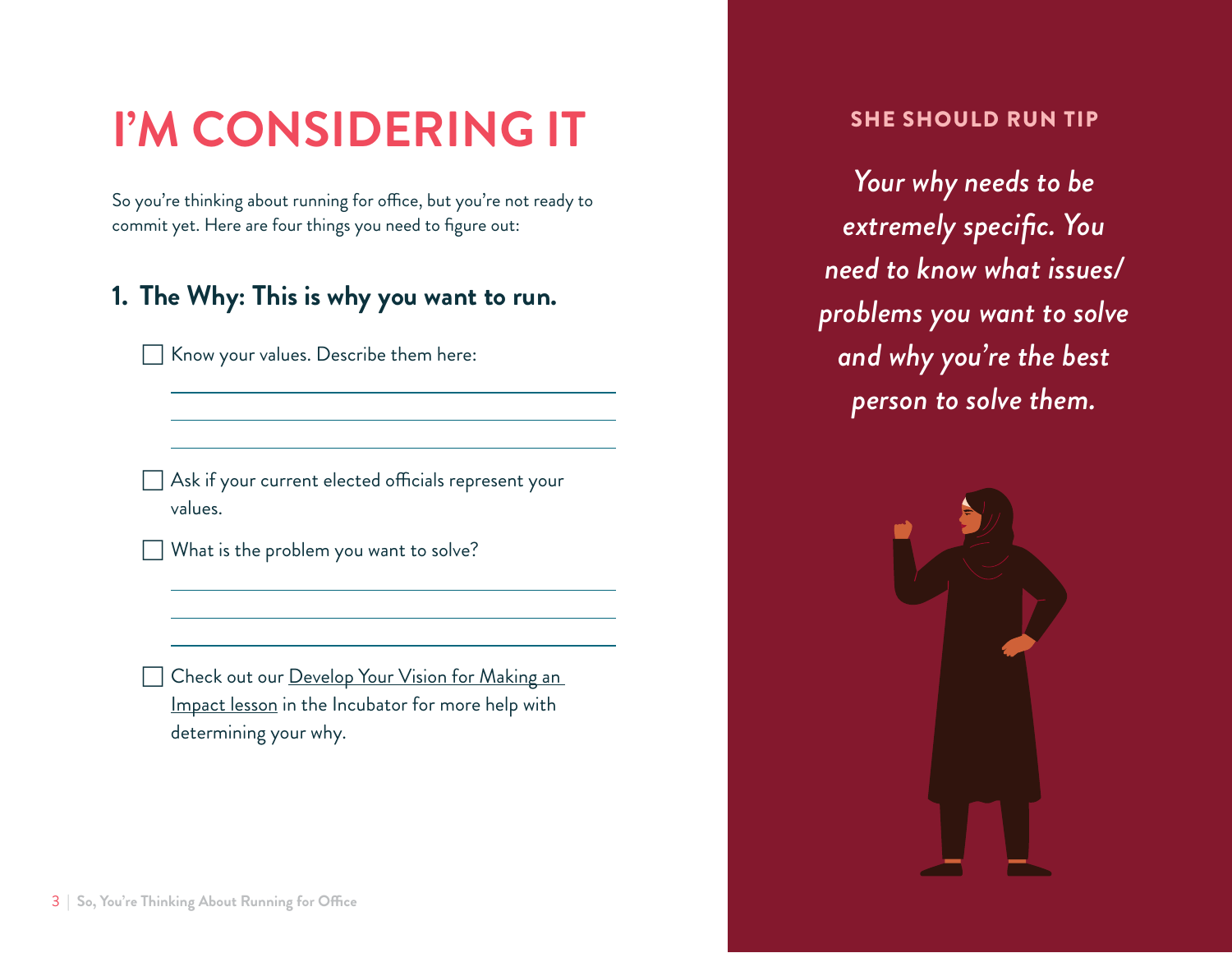# I'M CONSIDERING IT

So you're thinking about running for office, but you're not ready to commit yet. Here are four things you need to figure out:

## 1. The Why: This is why you want to run.

- [ ] Know your values. Describe them here:

______________________________________________

______________________________________________

______________________________________________

- [ ] Ask if your current elected officials represent your values.
- [ ] What is the problem you want to solve?

______________________________________________

______________________________________________

______________________________________________

- [ ] Check out our Develop Your Vision for Making an Impact lesson in the Incubator for more help with determining your why.

**SHE SHOULD RUN TIP**

*Your why needs to be extremely specific. You need to know what issues/problems you want to solve and why you're the best person to solve them.*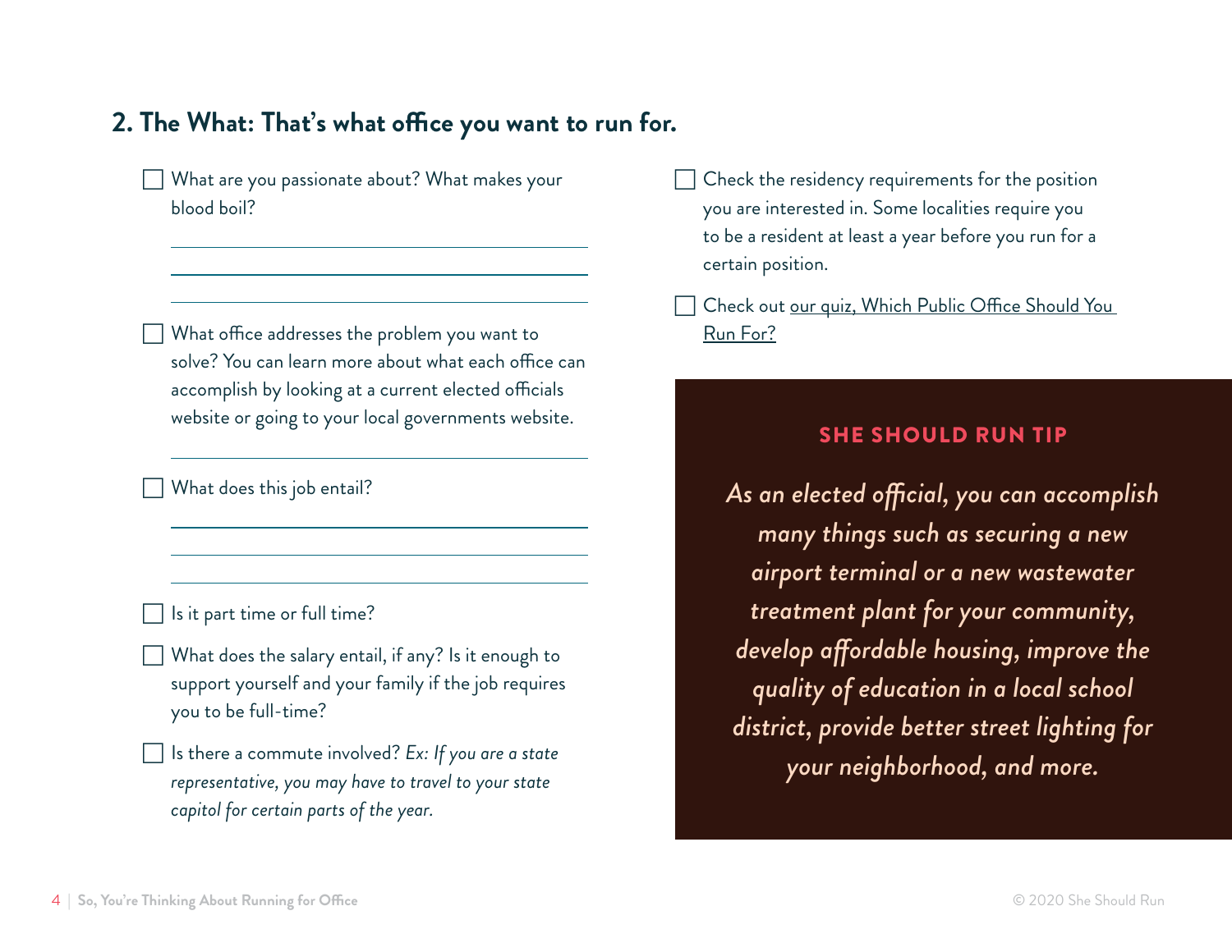## 2. The What: That's what office you want to run for.

- [ ] What are you passionate about? What makes your blood boil?

- [ ] What office addresses the problem you want to solve? You can learn more about what each office can accomplish by looking at a current elected officials website or going to your local governments website.

- [ ] What does this job entail?

- [ ] Is it part time or full time?
- [ ] What does the salary entail, if any? Is it enough to support yourself and your family if the job requires you to be full-time?
- [ ] Is there a commute involved? *Ex: If you are a state representative, you may have to travel to your state capitol for certain parts of the year.*
- [ ] Check the residency requirements for the position you are interested in. Some localities require you to be a resident at least a year before you run for a certain position.
- [ ] Check out our quiz, Which Public Office Should You Run For?

**SHE SHOULD RUN TIP**

*As an elected official, you can accomplish many things such as securing a new airport terminal or a new wastewater treatment plant for your community, develop affordable housing, improve the quality of education in a local school district, provide better street lighting for your neighborhood, and more.*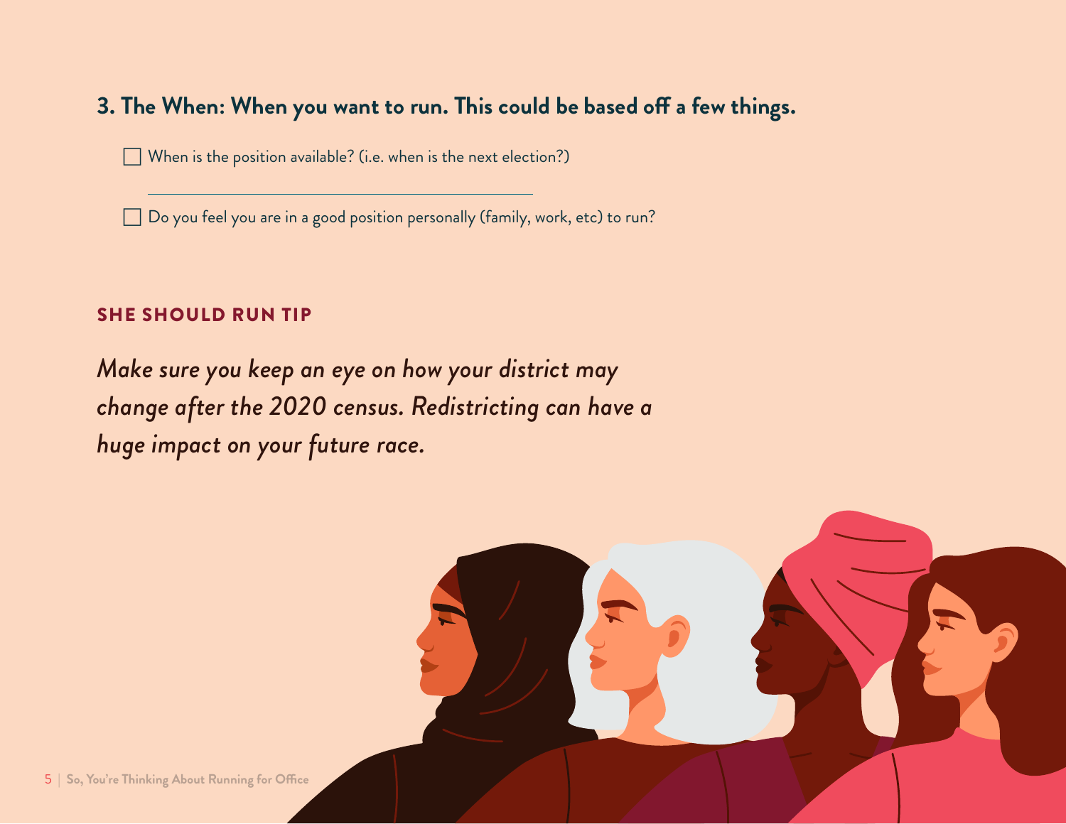### 3. The When: When you want to run. This could be based off a few things.

- [ ] When is the position available? (i.e. when is the next election?)

  ______________________________________

- [ ] Do you feel you are in a good position personally (family, work, etc) to run?

**SHE SHOULD RUN TIP**

*Make sure you keep an eye on how your district may change after the 2020 census. Redistricting can have a huge impact on your future race.*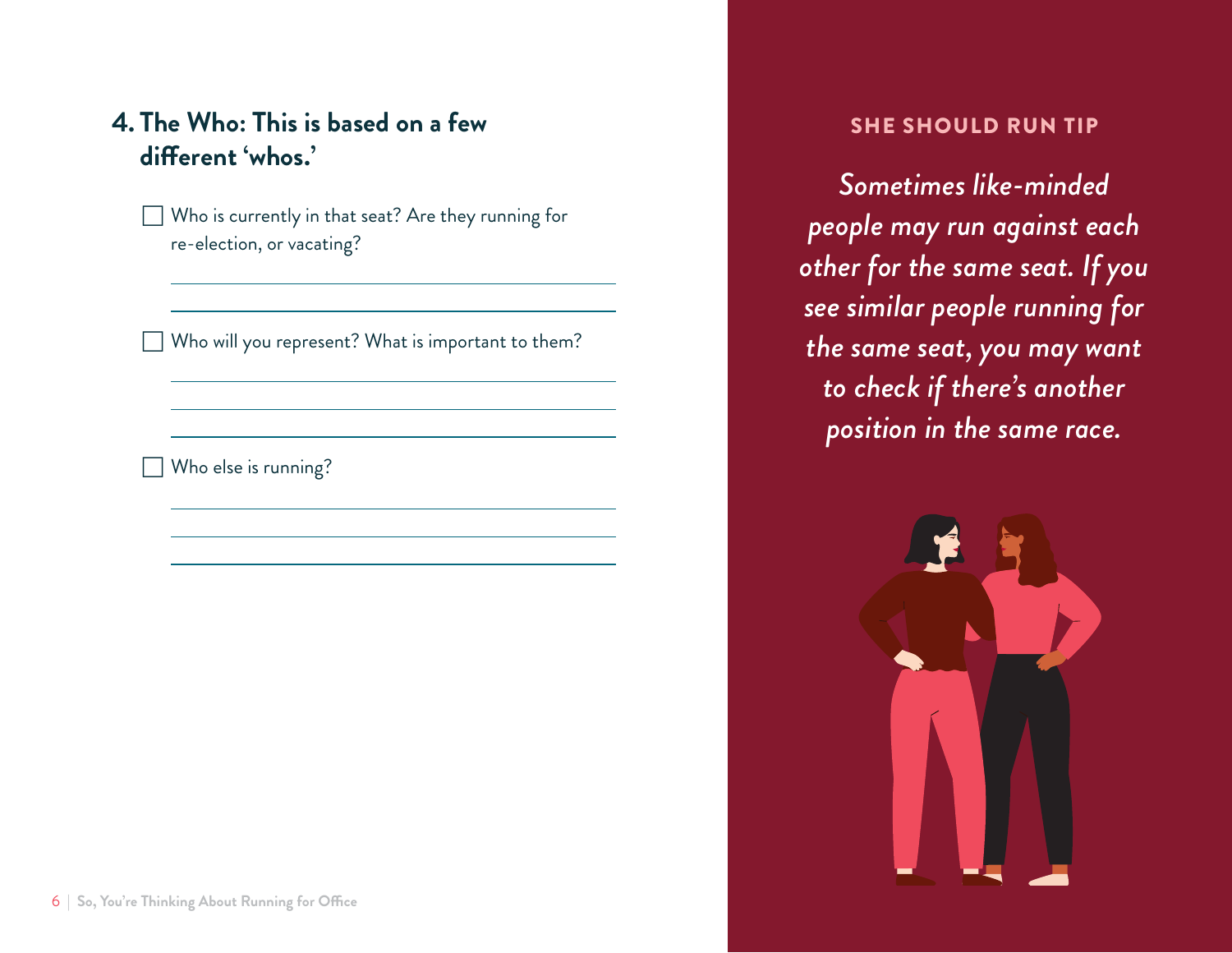## 4. The Who: This is based on a few different 'whos.'

- [ ] Who is currently in that seat? Are they running for re-election, or vacating?

- [ ] Who will you represent? What is important to them?

- [ ] Who else is running?

**SHE SHOULD RUN TIP**

*Sometimes like-minded people may run against each other for the same seat. If you see similar people running for the same seat, you may want to check if there's another position in the same race.*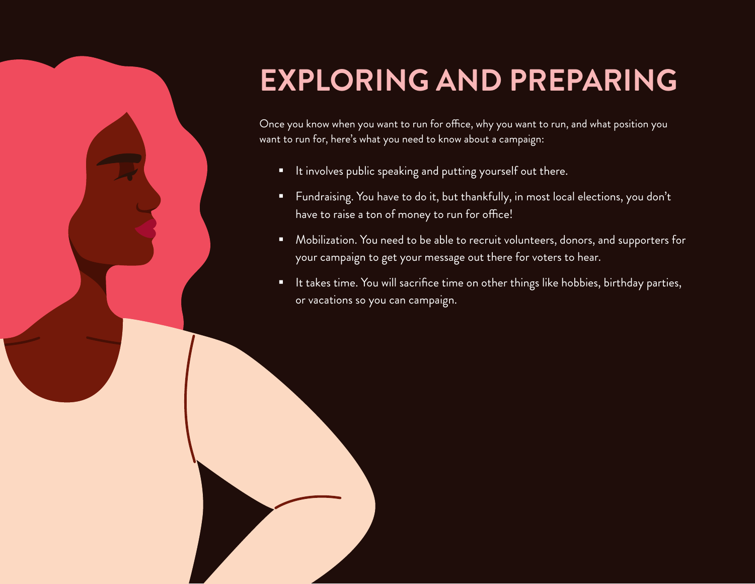# EXPLORING AND PREPARING

Once you know when you want to run for office, why you want to run, and what position you want to run for, here's what you need to know about a campaign:

- It involves public speaking and putting yourself out there.
- Fundraising. You have to do it, but thankfully, in most local elections, you don't have to raise a ton of money to run for office!
- Mobilization. You need to be able to recruit volunteers, donors, and supporters for your campaign to get your message out there for voters to hear.
- It takes time. You will sacrifice time on other things like hobbies, birthday parties, or vacations so you can campaign.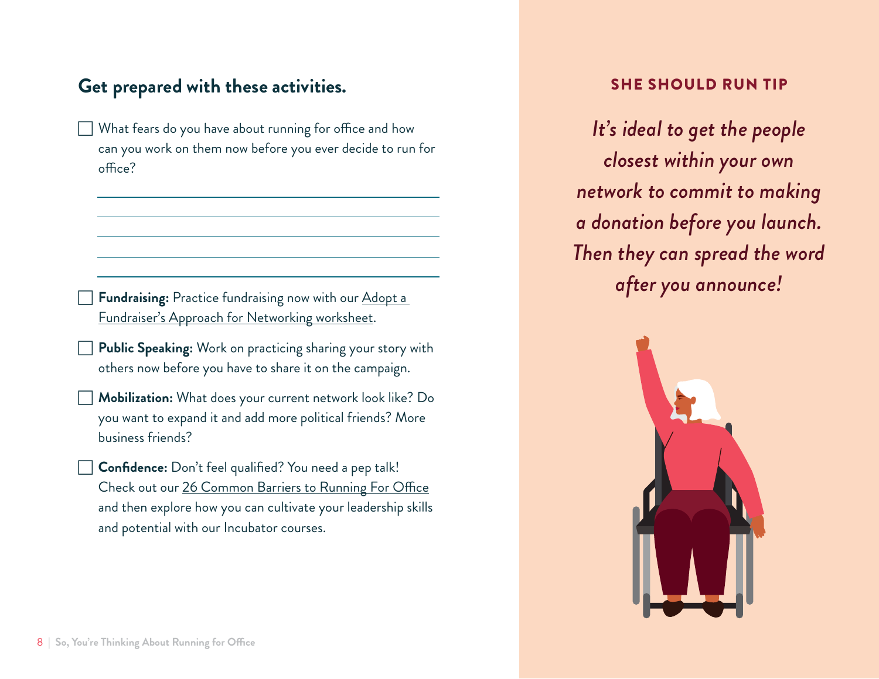## Get prepared with these activities.

- [ ] What fears do you have about running for office and how can you work on them now before you ever decide to run for office?

_______________________________________________

_______________________________________________

_______________________________________________

_______________________________________________

- [ ] **Fundraising:** Practice fundraising now with our Adopt a Fundraiser's Approach for Networking worksheet.
- [ ] **Public Speaking:** Work on practicing sharing your story with others now before you have to share it on the campaign.
- [ ] **Mobilization:** What does your current network look like? Do you want to expand it and add more political friends? More business friends?
- [ ] **Confidence:** Don't feel qualified? You need a pep talk! Check out our 26 Common Barriers to Running For Office and then explore how you can cultivate your leadership skills and potential with our Incubator courses.

### SHE SHOULD RUN TIP

*It's ideal to get the people closest within your own network to commit to making a donation before you launch. Then they can spread the word after you announce!*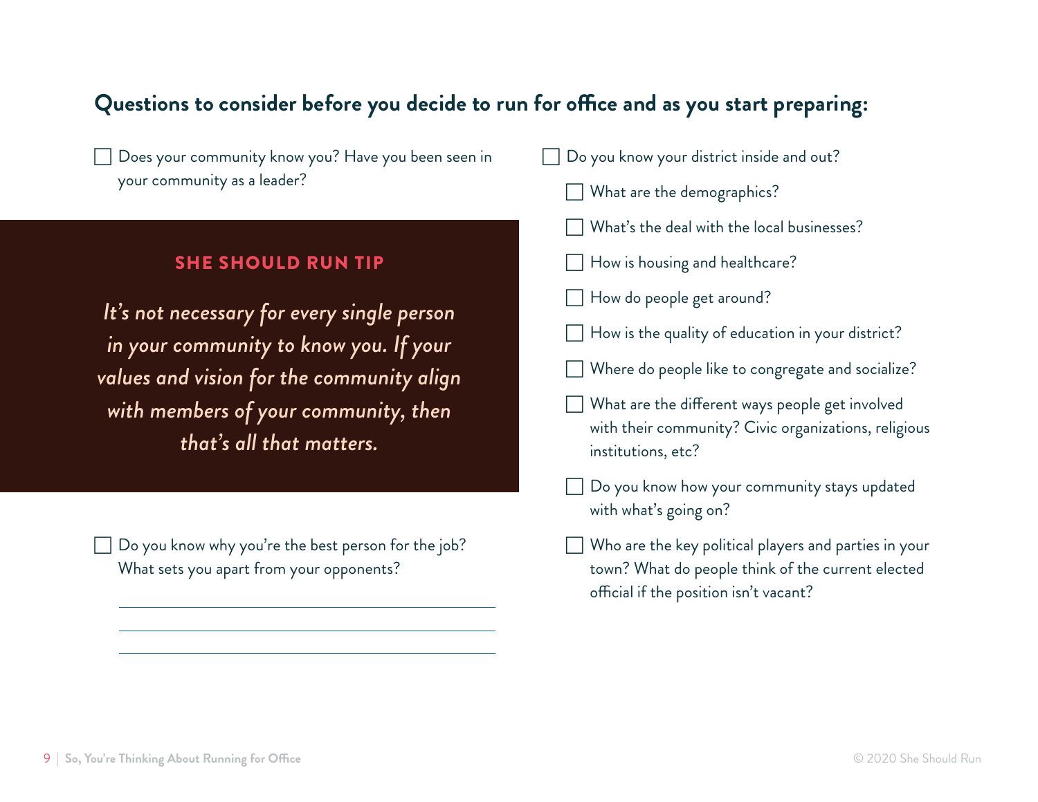## Questions to consider before you decide to run for office and as you start preparing:

- [ ] Does your community know you? Have you been seen in your community as a leader?

> **SHE SHOULD RUN TIP**
>
> *It's not necessary for every single person in your community to know you. If your values and vision for the community align with members of your community, then that's all that matters.*

- [ ] Do you know why you're the best person for the job? What sets you apart from your opponents?

_______________________________________________

_______________________________________________

_______________________________________________

- [ ] Do you know your district inside and out?
  - [ ] What are the demographics?
  - [ ] What's the deal with the local businesses?
  - [ ] How is housing and healthcare?
  - [ ] How do people get around?
  - [ ] How is the quality of education in your district?
  - [ ] Where do people like to congregate and socialize?
  - [ ] What are the different ways people get involved with their community? Civic organizations, religious institutions, etc?
  - [ ] Do you know how your community stays updated with what's going on?
  - [ ] Who are the key political players and parties in your town? What do people think of the current elected official if the position isn't vacant?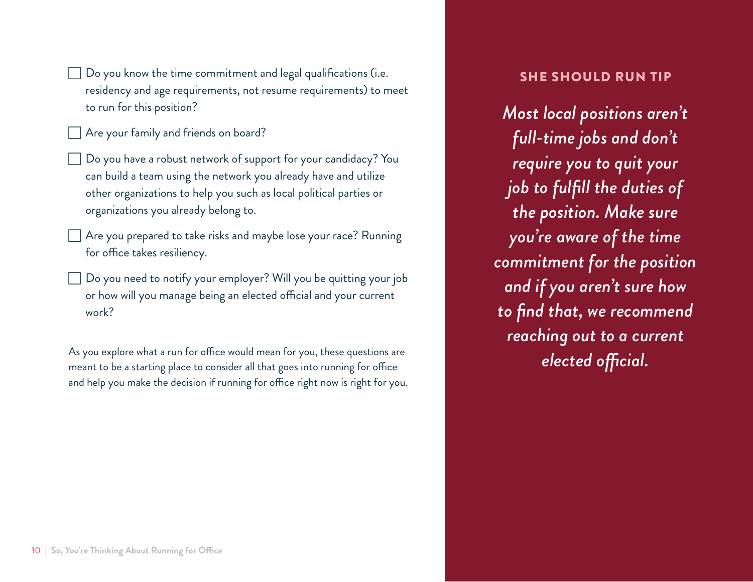- [ ] Do you know the time commitment and legal qualifications (i.e. residency and age requirements, not resume requirements) to meet to run for this position?
- [ ] Are your family and friends on board?
- [ ] Do you have a robust network of support for your candidacy? You can build a team using the network you already have and utilize other organizations to help you such as local political parties or organizations you already belong to.
- [ ] Are you prepared to take risks and maybe lose your race? Running for office takes resiliency.
- [ ] Do you need to notify your employer? Will you be quitting your job or how will you manage being an elected official and your current work?

As you explore what a run for office would mean for you, these questions are meant to be a starting place to consider all that goes into running for office and help you make the decision if running for office right now is right for you.

### SHE SHOULD RUN TIP

*Most local positions aren't full-time jobs and don't require you to quit your job to fulfill the duties of the position. Make sure you're aware of the time commitment for the position and if you aren't sure how to find that, we recommend reaching out to a current elected official.*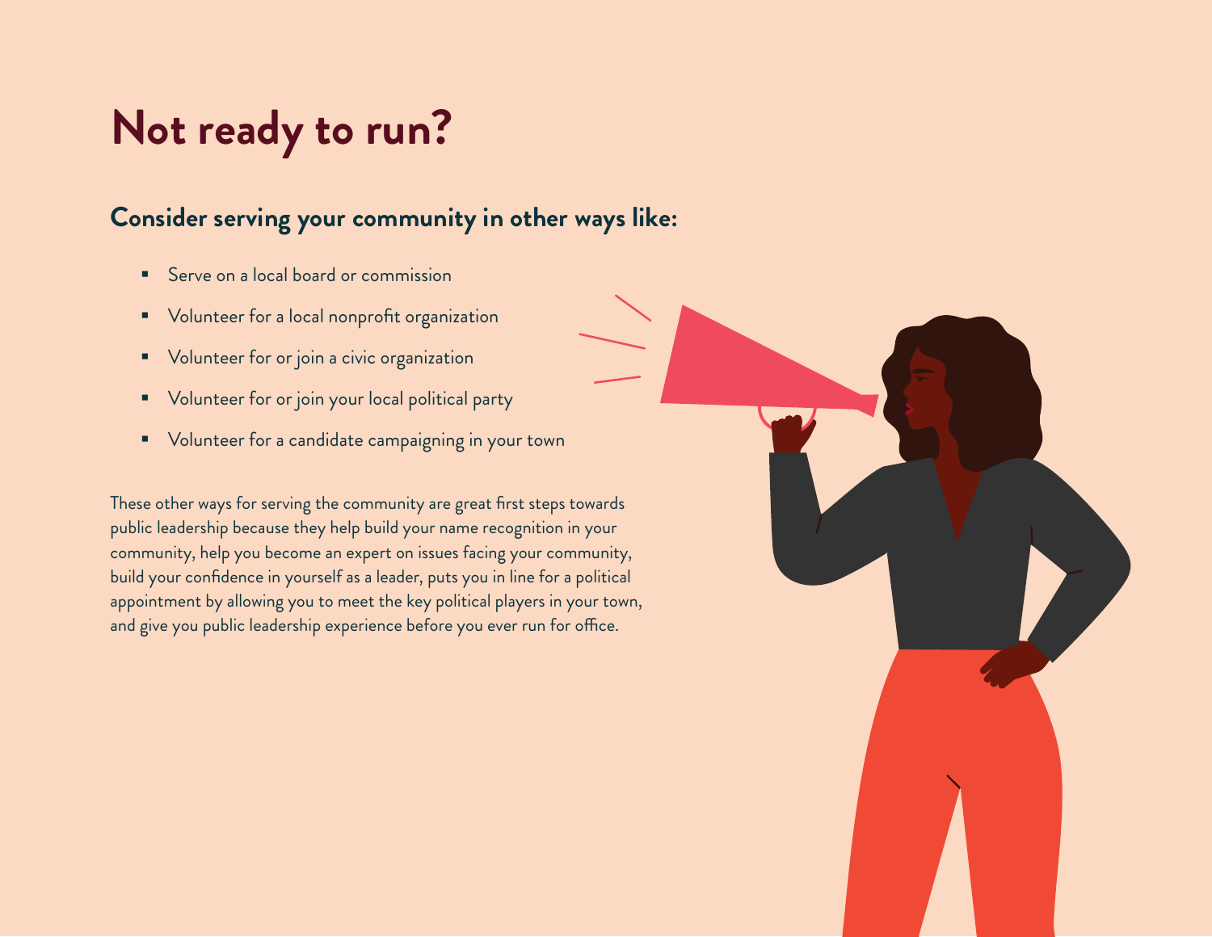# Not ready to run?

## Consider serving your community in other ways like:

- Serve on a local board or commission
- Volunteer for a local nonprofit organization
- Volunteer for or join a civic organization
- Volunteer for or join your local political party
- Volunteer for a candidate campaigning in your town

These other ways for serving the community are great first steps towards public leadership because they help build your name recognition in your community, help you become an expert on issues facing your community, build your confidence in yourself as a leader, puts you in line for a political appointment by allowing you to meet the key political players in your town, and give you public leadership experience before you ever run for office.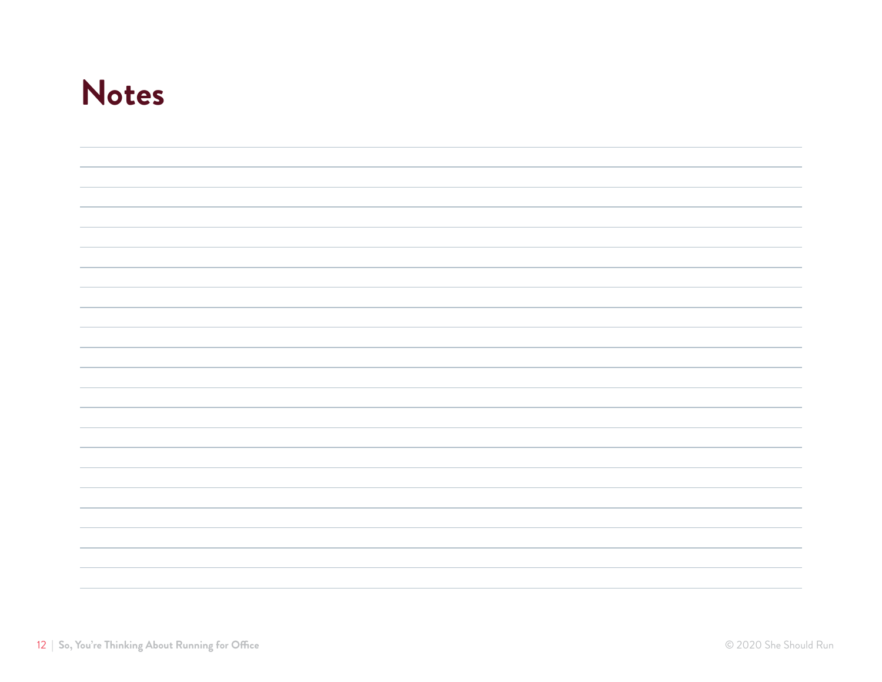# Notes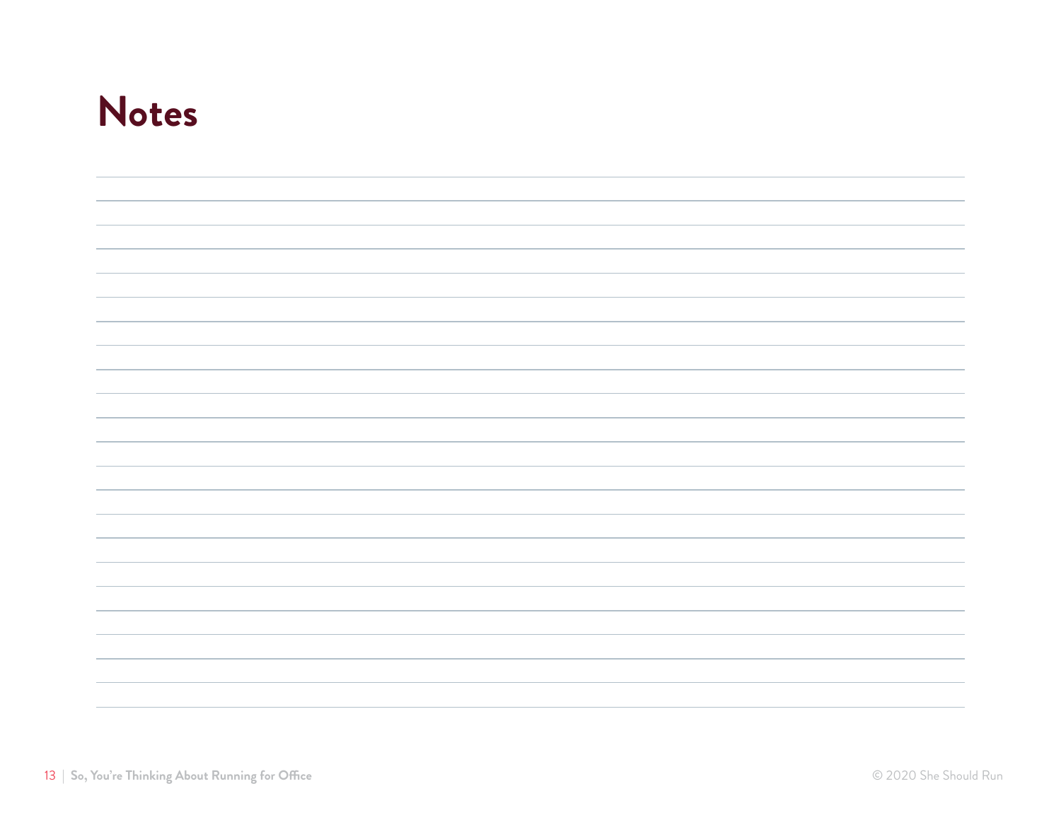# Notes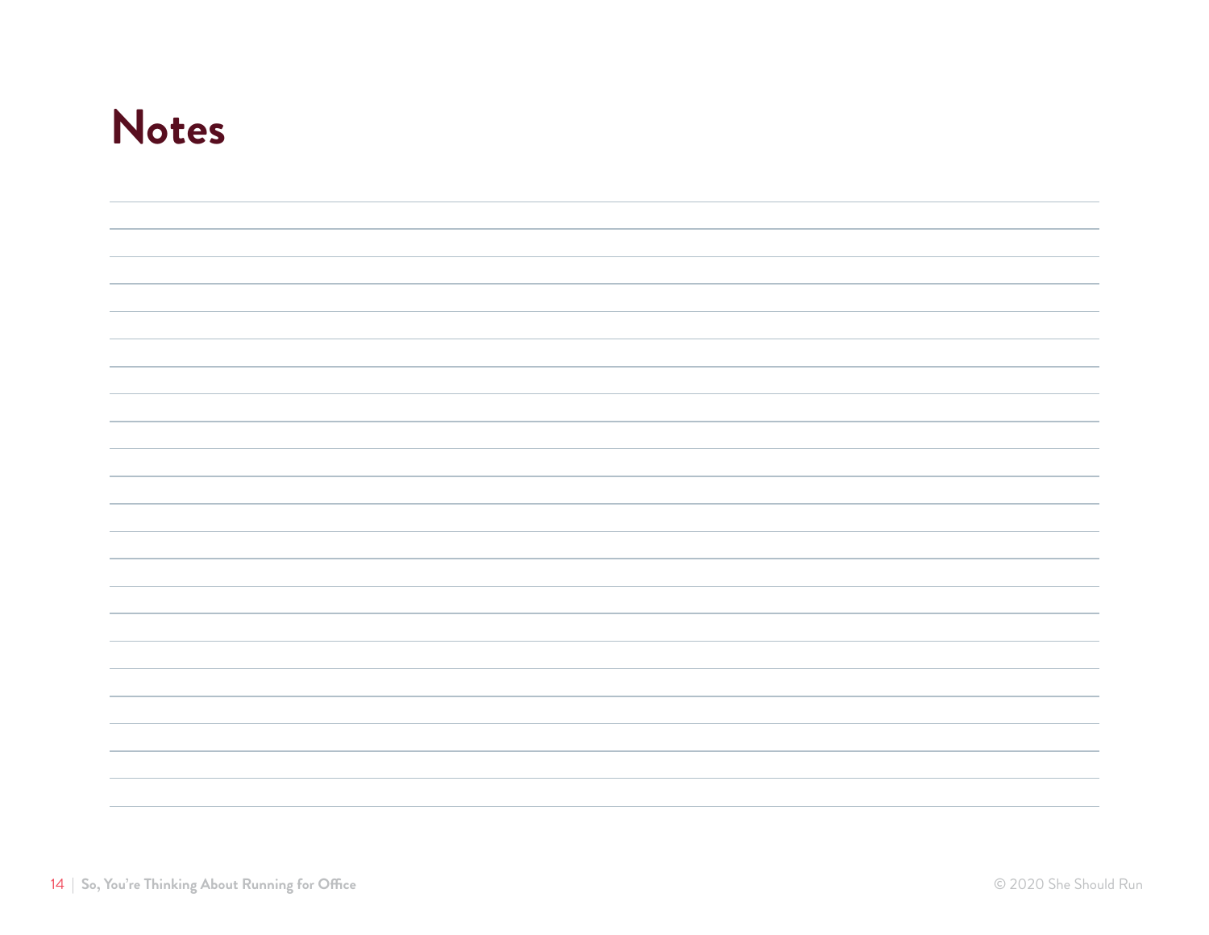# Notes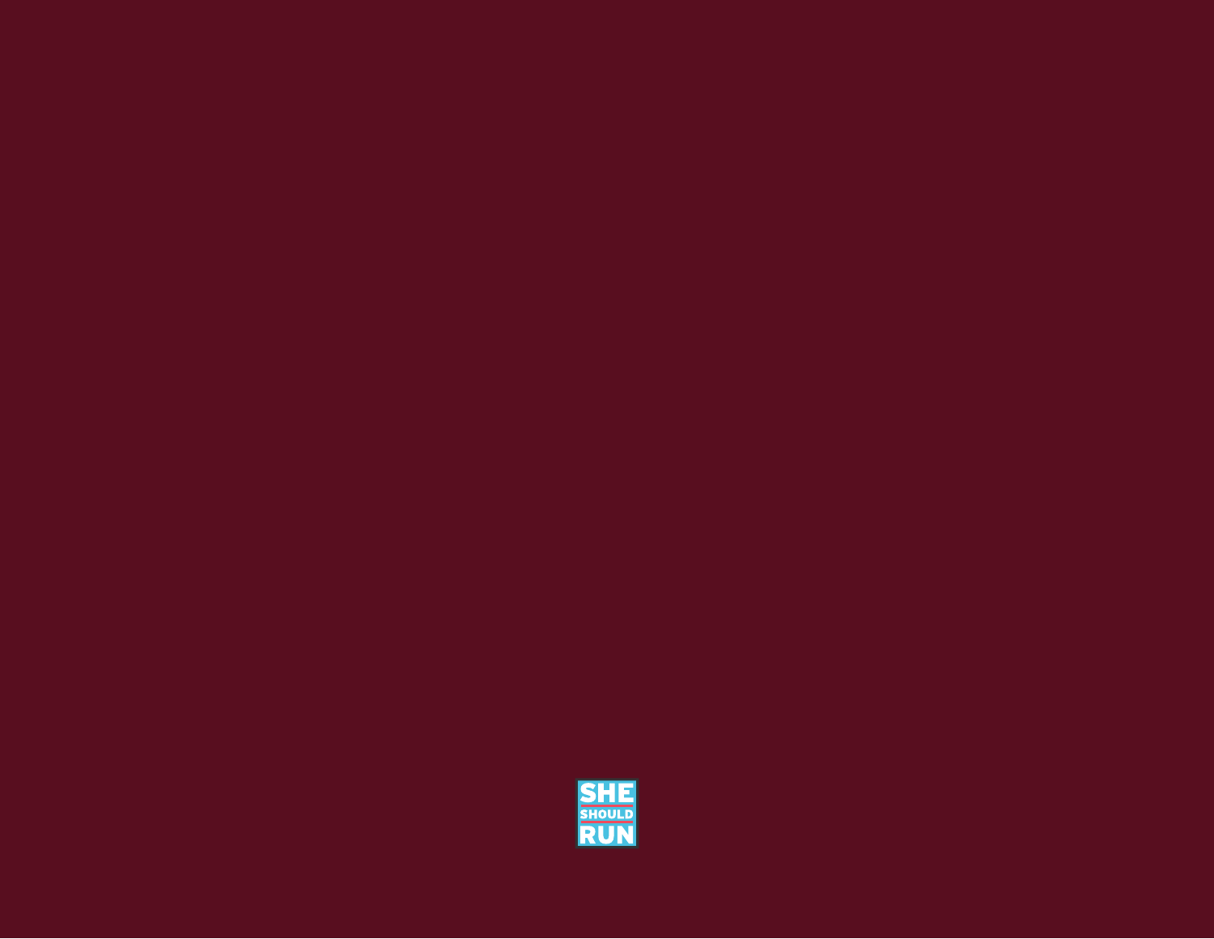SHE SHOULD RUN